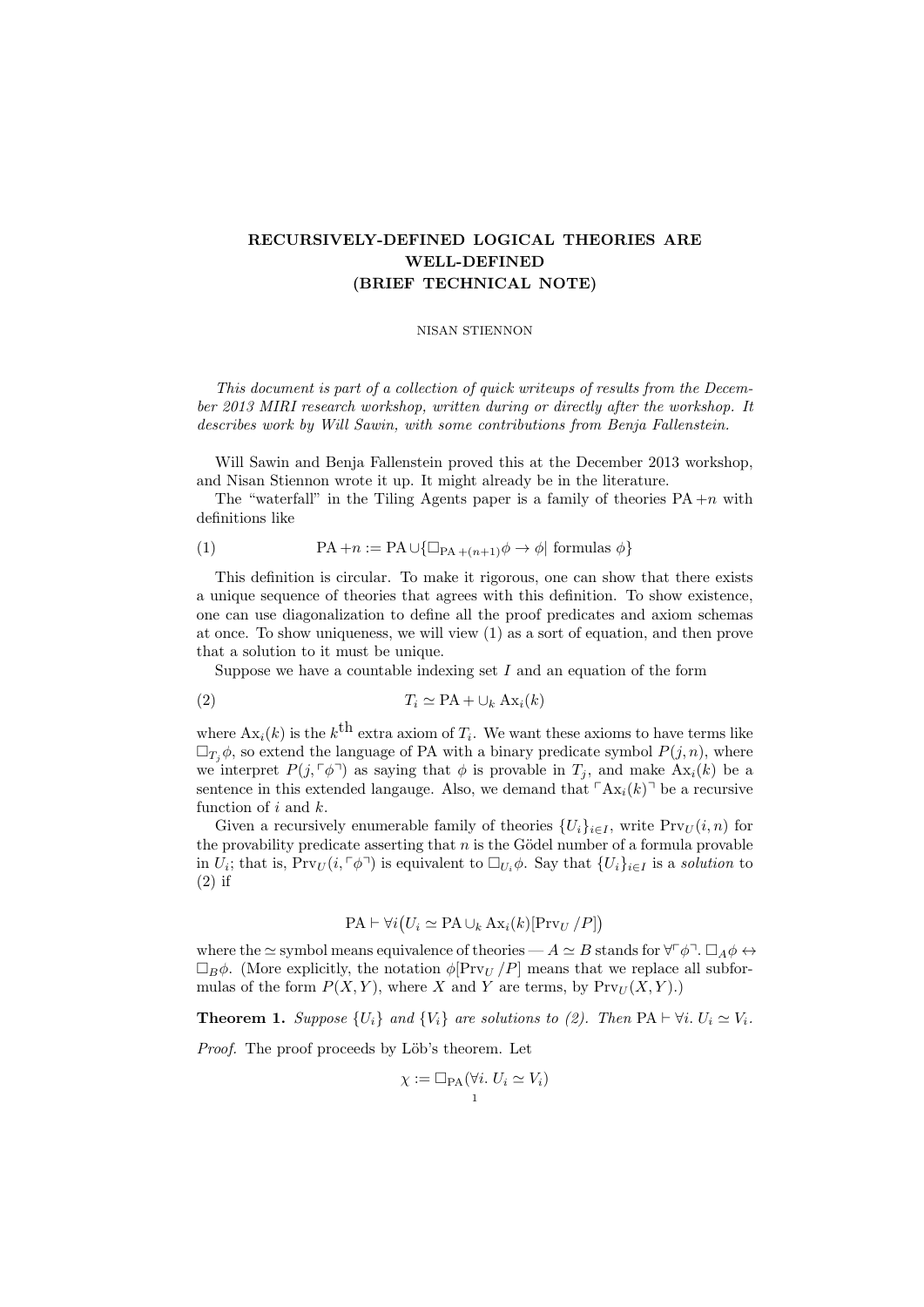# RECURSIVELY-DEFINED LOGICAL THEORIES ARE WELL-DEFINED (BRIEF TECHNICAL NOTE)

NISAN STIENNON

*This document is part of a collection of quick writeups of results from the December 2013 MIRI research workshop, written during or directly after the workshop. It describes work by Will Sawin, with some contributions from Benja Fallenstein.*

Will Sawin and Benja Fallenstein proved this at the December 2013 workshop, and Nisan Stiennon wrote it up. It might already be in the literature.

The "waterfall" in the Tiling Agents paper is a family of theories PA $+n$ with definitions like

$$\text{PA} + n := \text{PA} \cup \{\Box_{\text{PA}+(n+1)}\phi \to \phi |\ \text{formulas } \phi\} \tag{1}$$

This definition is circular. To make it rigorous, one can show that there exists a unique sequence of theories that agrees with this definition. To show existence, one can use diagonalization to define all the proof predicates and axiom schemas at once. To show uniqueness, we will view (1) as a sort of equation, and then prove that a solution to it must be unique.

Suppose we have a countable indexing set $I$ and an equation of the form

$$T_i \simeq \text{PA} + \cup_k \text{Ax}_i(k) \tag{2}$$

where $\text{Ax}_i(k)$ is the $k^{\text{th}}$ extra axiom of $T_i$. We want these axioms to have terms like $\Box_{T_j}\phi$, so extend the language of PA with a binary predicate symbol $P(j, n)$, where we interpret $P(j, \ulcorner\phi\urcorner)$ as saying that $\phi$ is provable in $T_j$, and make $\text{Ax}_i(k)$ be a sentence in this extended langauge. Also, we demand that $\ulcorner\text{Ax}_i(k)\urcorner$ be a recursive function of $i$ and $k$.

Given a recursively enumerable family of theories $\{U_i\}_{i\in I}$, write $\text{Prv}_U(i, n)$ for the provability predicate asserting that $n$ is the Gödel number of a formula provable in $U_i$; that is, $\text{Prv}_U(i, \ulcorner\phi\urcorner)$ is equivalent to $\Box_{U_i}\phi$. Say that $\{U_i\}_{i\in I}$ is a *solution* to (2) if

$$\text{PA} \vdash \forall i \big(U_i \simeq \text{PA} \cup_k \text{Ax}_i(k)[\text{Prv}_U/P]\big)$$

where the $\simeq$ symbol means equivalence of theories — $A \simeq B$ stands for $\forall\ulcorner\phi\urcorner.\ \Box_A\phi \leftrightarrow \Box_B\phi$. (More explicitly, the notation $\phi[\text{Prv}_U/P]$ means that we replace all subformulas of the form $P(X, Y)$, where $X$ and $Y$ are terms, by $\text{Prv}_U(X, Y)$.)

**Theorem 1.** *Suppose $\{U_i\}$ and $\{V_i\}$ are solutions to (2). Then $\text{PA} \vdash \forall i.\ U_i \simeq V_i$.*

*Proof.* The proof proceeds by Löb's theorem. Let

$$\chi := \Box_{\text{PA}}(\forall i.\ U_i \simeq V_i)$$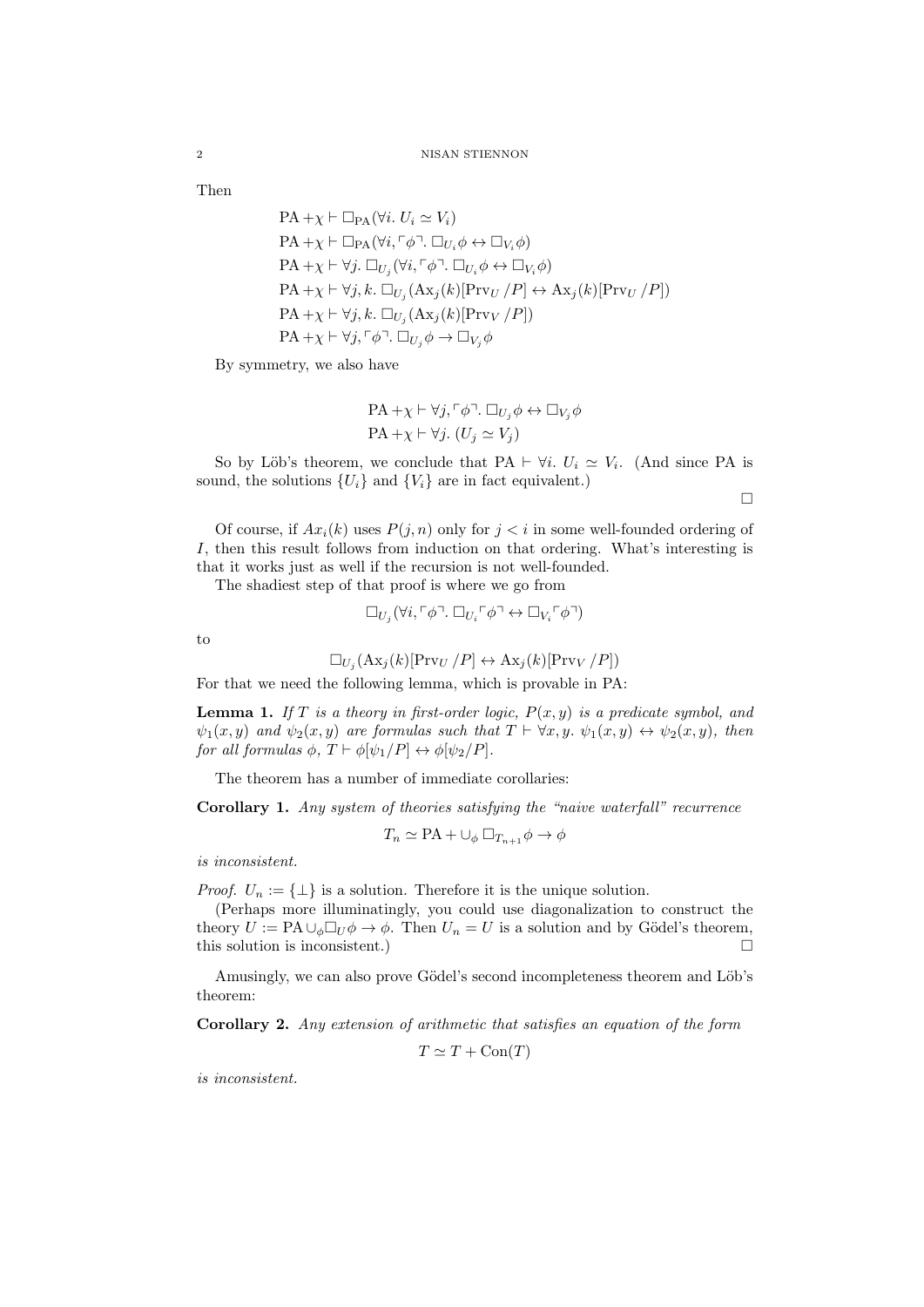Then

$$\mathrm{PA} + \chi \vdash \Box_{\mathrm{PA}}(\forall i.\ U_i \simeq V_i)$$
$$\mathrm{PA} + \chi \vdash \Box_{\mathrm{PA}}(\forall i, \ulcorner\phi\urcorner.\ \Box_{U_i}\phi \leftrightarrow \Box_{V_i}\phi)$$
$$\mathrm{PA} + \chi \vdash \forall j.\ \Box_{U_j}(\forall i, \ulcorner\phi\urcorner.\ \Box_{U_i}\phi \leftrightarrow \Box_{V_i}\phi)$$
$$\mathrm{PA} + \chi \vdash \forall j, k.\ \Box_{U_j}(\mathrm{Ax}_j(k)[\mathrm{Prv}_U/P] \leftrightarrow \mathrm{Ax}_j(k)[\mathrm{Prv}_U/P])$$
$$\mathrm{PA} + \chi \vdash \forall j, k.\ \Box_{U_j}(\mathrm{Ax}_j(k)[\mathrm{Prv}_V/P])$$
$$\mathrm{PA} + \chi \vdash \forall j, \ulcorner\phi\urcorner.\ \Box_{U_j}\phi \to \Box_{V_j}\phi$$

By symmetry, we also have

$$\mathrm{PA} + \chi \vdash \forall j, \ulcorner\phi\urcorner.\ \Box_{U_j}\phi \leftrightarrow \Box_{V_j}\phi$$
$$\mathrm{PA} + \chi \vdash \forall j.\ (U_j \simeq V_j)$$

So by Löb's theorem, we conclude that $\mathrm{PA} \vdash \forall i.\ U_i \simeq V_i$. (And since PA is sound, the solutions $\{U_i\}$ and $\{V_i\}$ are in fact equivalent.)

□

Of course, if $Ax_i(k)$ uses $P(j, n)$ only for $j < i$ in some well-founded ordering of $I$, then this result follows from induction on that ordering. What's interesting is that it works just as well if the recursion is not well-founded.

The shadiest step of that proof is where we go from

$$\Box_{U_j}(\forall i, \ulcorner\phi\urcorner.\ \Box_{U_i}\ulcorner\phi\urcorner \leftrightarrow \Box_{V_i}\ulcorner\phi\urcorner)$$

to

$$\Box_{U_j}(\mathrm{Ax}_j(k)[\mathrm{Prv}_U/P] \leftrightarrow \mathrm{Ax}_j(k)[\mathrm{Prv}_V/P])$$

For that we need the following lemma, which is provable in PA:

**Lemma 1.** *If $T$ is a theory in first-order logic, $P(x, y)$ is a predicate symbol, and $\psi_1(x, y)$ and $\psi_2(x, y)$ are formulas such that $T \vdash \forall x, y.\ \psi_1(x, y) \leftrightarrow \psi_2(x, y)$, then for all formulas $\phi$, $T \vdash \phi[\psi_1/P] \leftrightarrow \phi[\psi_2/P]$.*

The theorem has a number of immediate corollaries:

**Corollary 1.** *Any system of theories satisfying the "naive waterfall" recurrence*

$$T_n \simeq \mathrm{PA} + \cup_\phi \Box_{T_{n+1}}\phi \to \phi$$

*is inconsistent.*

*Proof.* $U_n := \{\bot\}$ is a solution. Therefore it is the unique solution.

(Perhaps more illuminatingly, you could use diagonalization to construct the theory $U := \mathrm{PA} \cup_\phi \Box_U \phi \to \phi$. Then $U_n = U$ is a solution and by Gödel's theorem, this solution is inconsistent.) □

Amusingly, we can also prove Gödel's second incompleteness theorem and Löb's theorem:

**Corollary 2.** *Any extension of arithmetic that satisfies an equation of the form*

$$T \simeq T + \mathrm{Con}(T)$$

*is inconsistent.*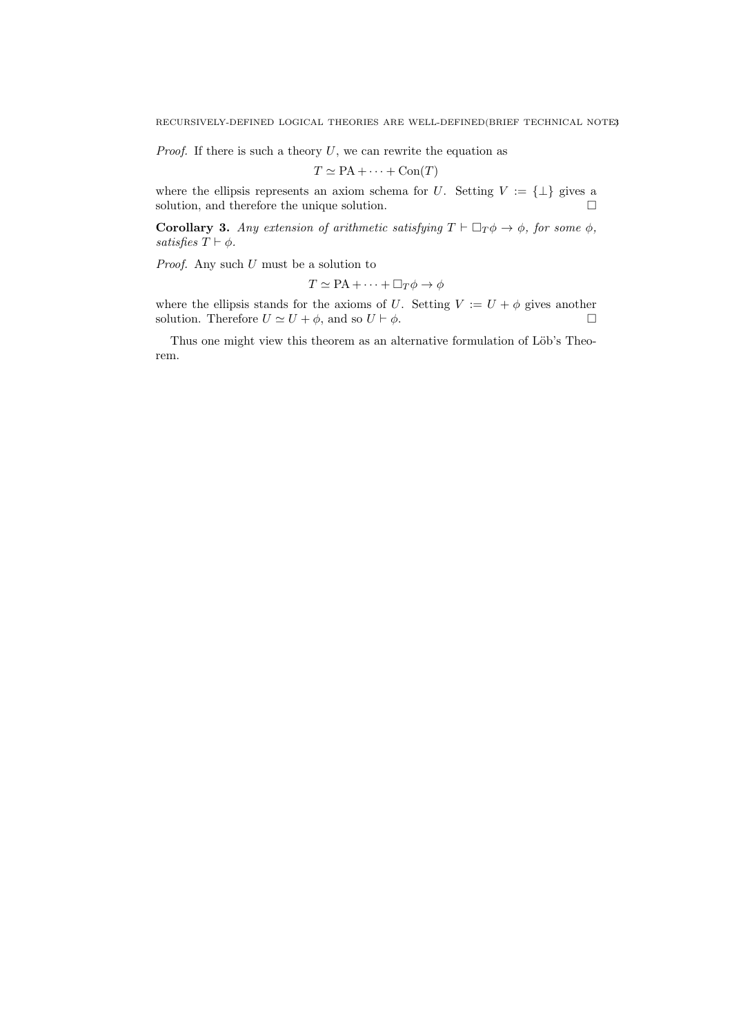*Proof.* If there is such a theory $U$, we can rewrite the equation as

$$T \simeq \text{PA} + \cdots + \text{Con}(T)$$

where the ellipsis represents an axiom schema for $U$. Setting $V := \{\bot\}$ gives a solution, and therefore the unique solution. $\square$

**Corollary 3.** *Any extension of arithmetic satisfying $T \vdash \Box_T \phi \to \phi$, for some $\phi$, satisfies $T \vdash \phi$.*

*Proof.* Any such $U$ must be a solution to

$$T \simeq \text{PA} + \cdots + \Box_T \phi \to \phi$$

where the ellipsis stands for the axioms of $U$. Setting $V := U + \phi$ gives another solution. Therefore $U \simeq U + \phi$, and so $U \vdash \phi$. $\square$

Thus one might view this theorem as an alternative formulation of Löb's Theorem.